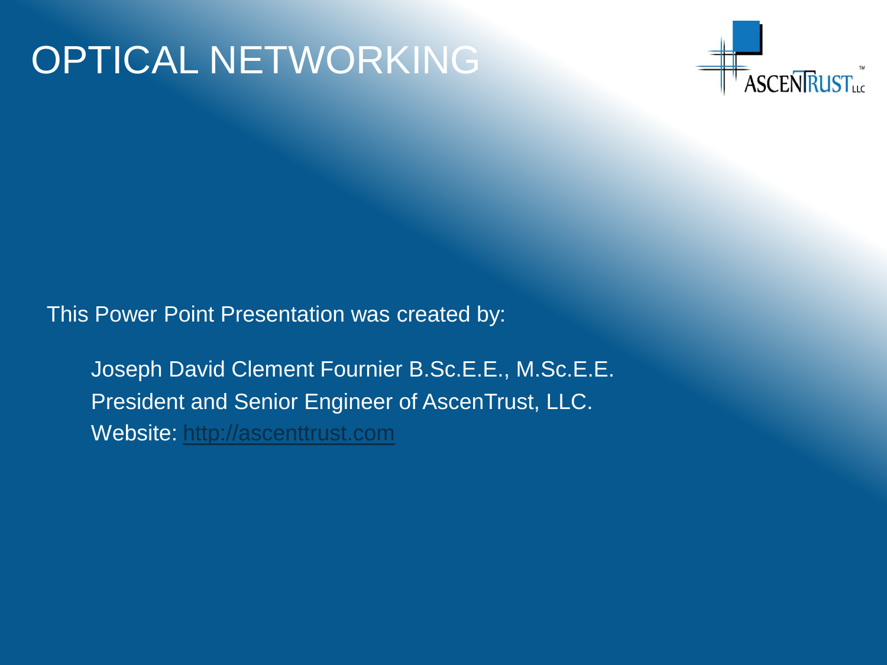# OPTICAL NETWORKING

This Power Point Presentation was created by:

Joseph David Clement Fournier B.Sc.E.E., M.Sc.E.E.
President and Senior Engineer of AscenTrust, LLC.
Website: [http://ascenttrust.com](http://ascenttrust.com)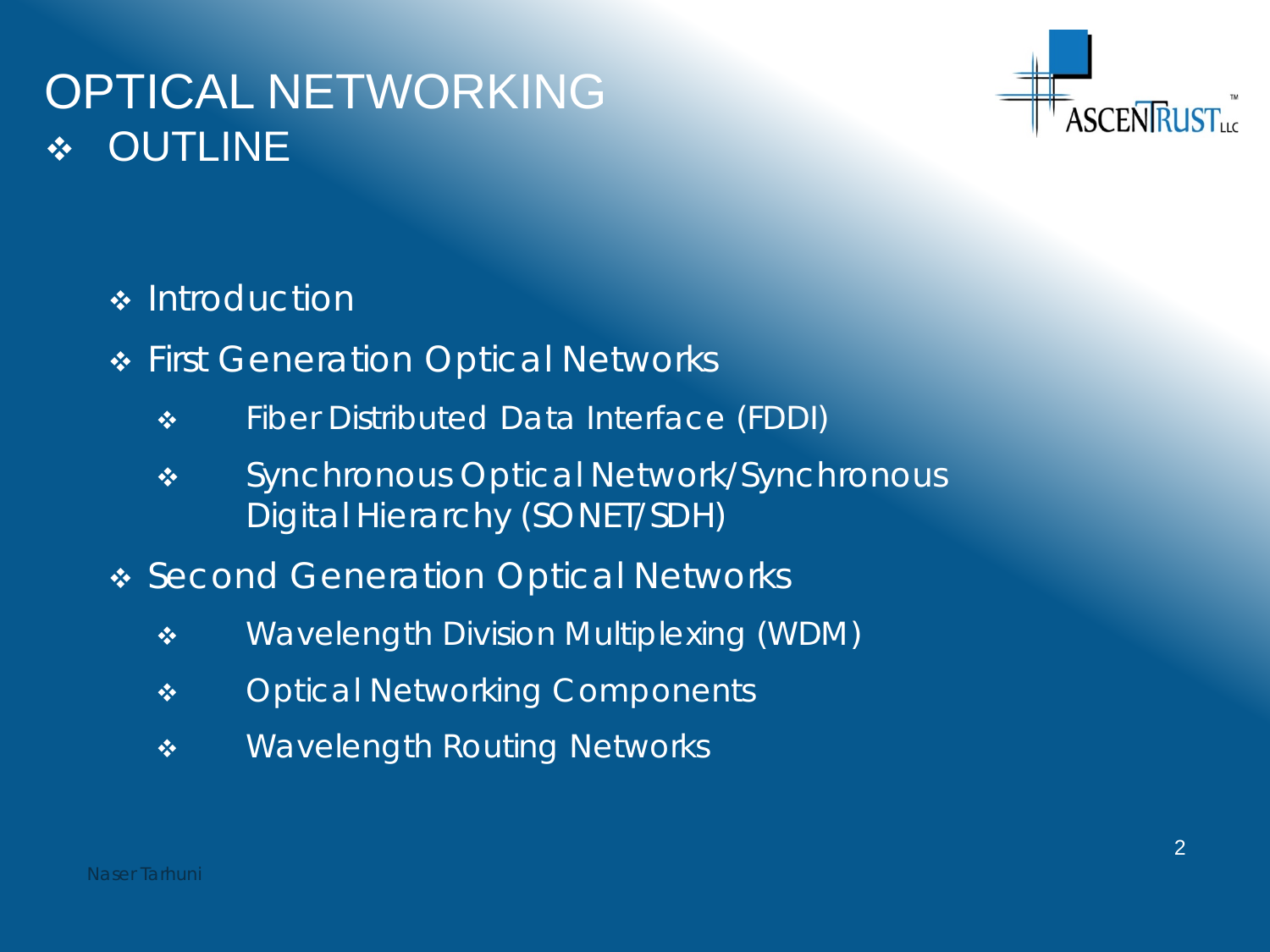# OPTICAL NETWORKING

## OUTLINE

- Introduction
- First Generation Optical Networks
  - Fiber Distributed Data Interface (FDDI)
  - Synchronous Optical Network/Synchronous Digital Hierarchy (SONET/SDH)
- Second Generation Optical Networks
  - Wavelength Division Multiplexing (WDM)
  - Optical Networking Components
  - Wavelength Routing Networks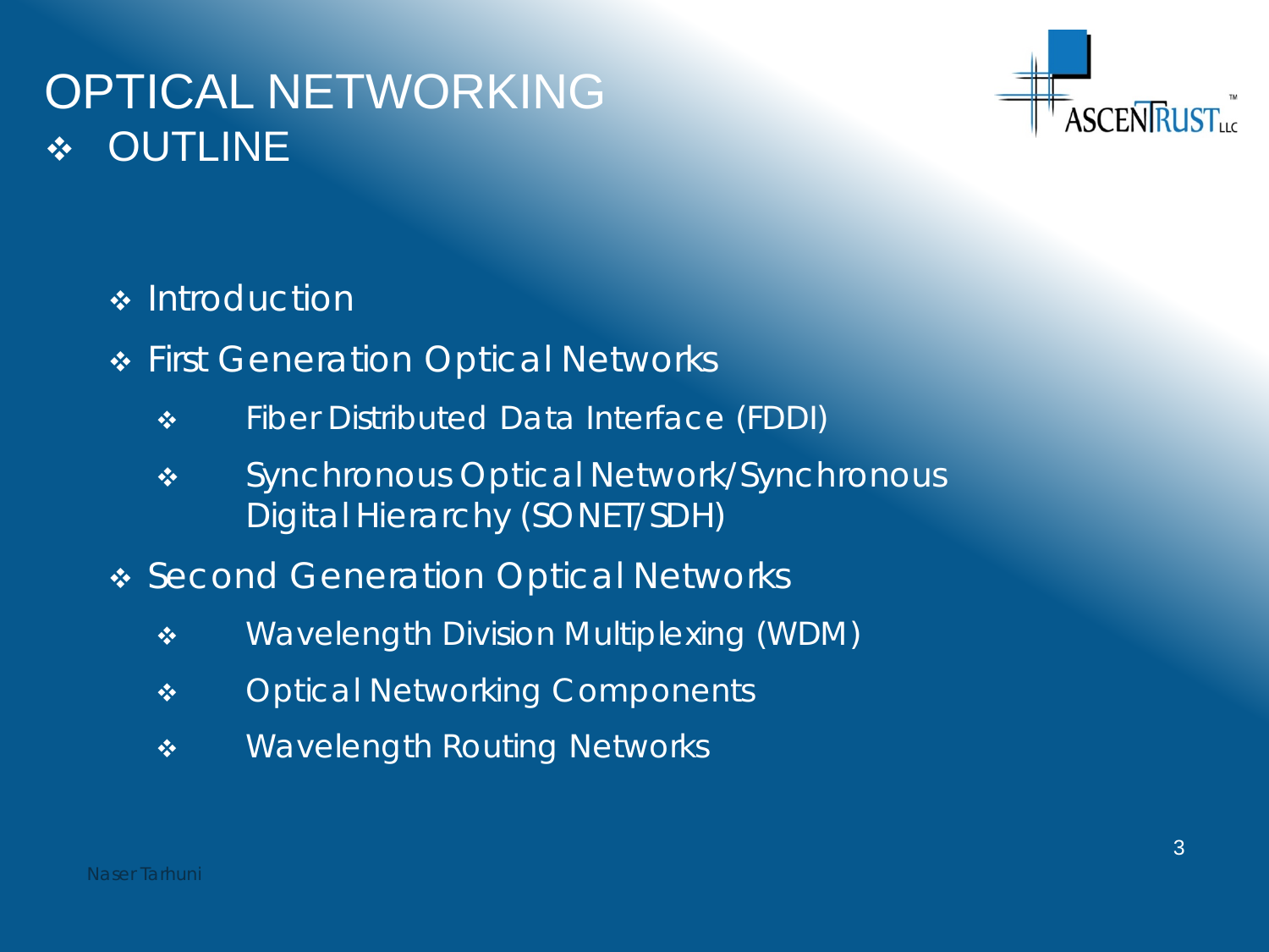# OPTICAL NETWORKING

## OUTLINE

- Introduction
- First Generation Optical Networks
  - Fiber Distributed Data Interface (FDDI)
  - Synchronous Optical Network/Synchronous Digital Hierarchy (SONET/SDH)
- Second Generation Optical Networks
  - Wavelength Division Multiplexing (WDM)
  - Optical Networking Components
  - Wavelength Routing Networks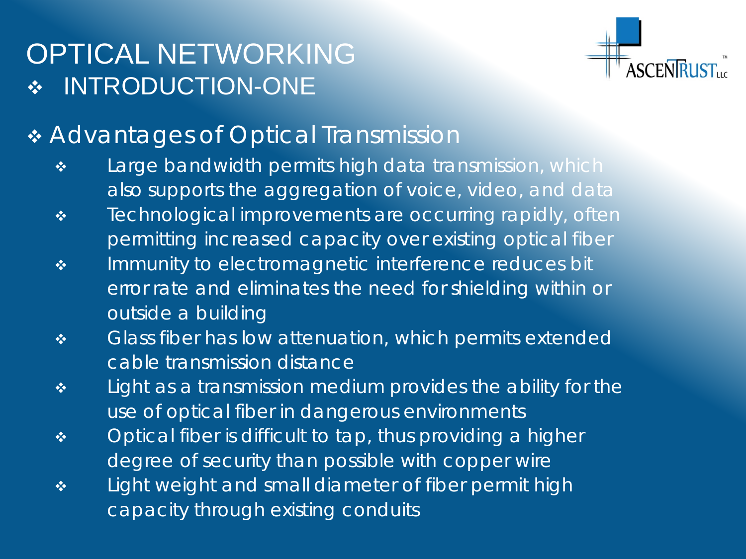# OPTICAL NETWORKING

## ❖ INTRODUCTION-ONE

### ❖ Advantages of Optical Transmission

- ❖ Large bandwidth permits high data transmission, which also supports the aggregation of voice, video, and data
- ❖ Technological improvements are occurring rapidly, often permitting increased capacity over existing optical fiber
- ❖ Immunity to electromagnetic interference reduces bit error rate and eliminates the need for shielding within or outside a building
- ❖ Glass fiber has low attenuation, which permits extended cable transmission distance
- ❖ Light as a transmission medium provides the ability for the use of optical fiber in dangerous environments
- ❖ Optical fiber is difficult to tap, thus providing a higher degree of security than possible with copper wire
- ❖ Light weight and small diameter of fiber permit high capacity through existing conduits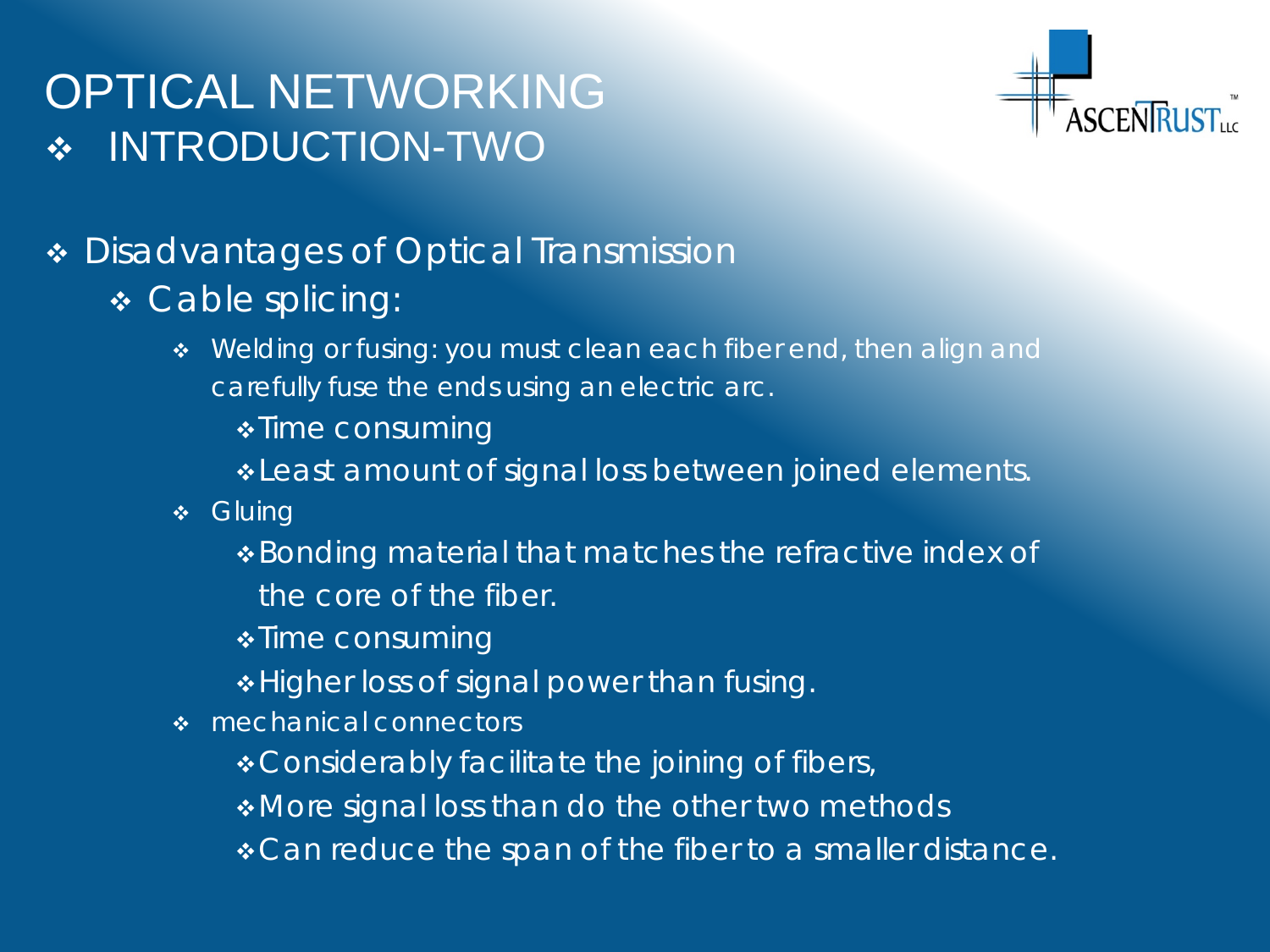# OPTICAL NETWORKING

## INTRODUCTION-TWO

- Disadvantages of Optical Transmission
  - Cable splicing:
    - Welding or fusing: you must clean each fiber end, then align and carefully fuse the ends using an electric arc.
      - Time consuming
      - Least amount of signal loss between joined elements.
    - Gluing
      - Bonding material that matches the refractive index of the core of the fiber.
      - Time consuming
      - Higher loss of signal power than fusing.
    - mechanical connectors
      - Considerably facilitate the joining of fibers,
      - More signal loss than do the other two methods
      - Can reduce the span of the fiber to a smaller distance.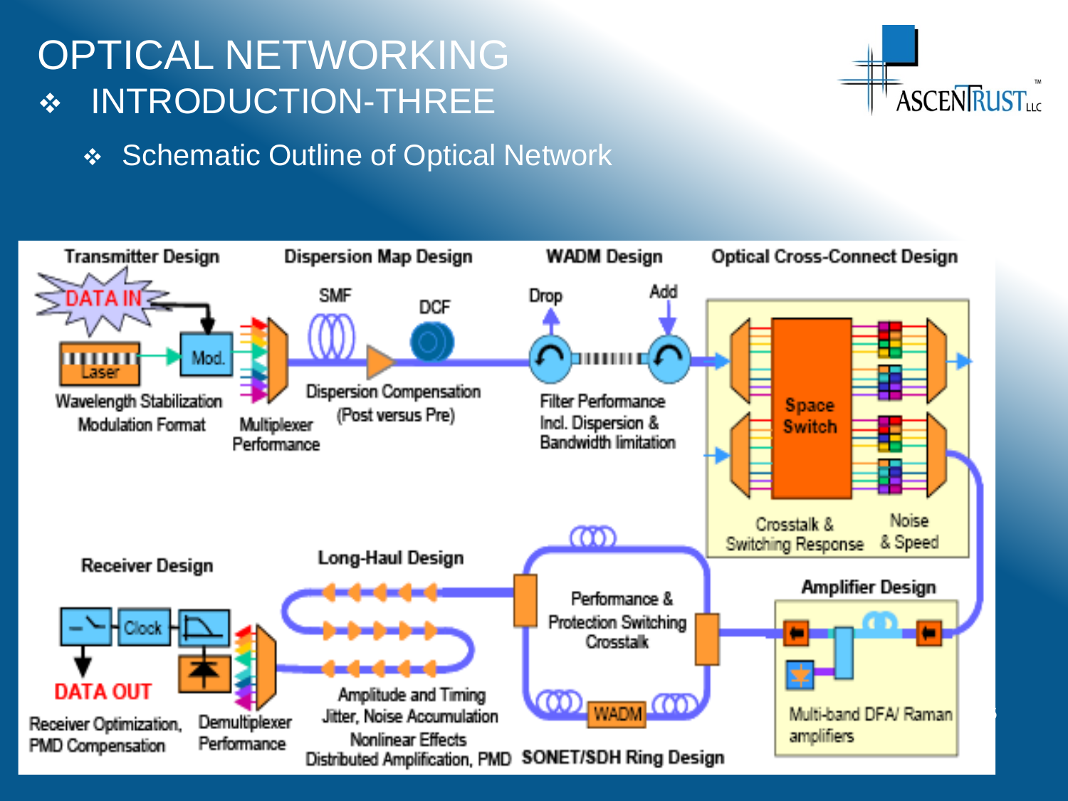# OPTICAL NETWORKING

## INTRODUCTION-THREE

- Schematic Outline of Optical Network

Transmitter Design

DATA IN

Laser

Mod.

Wavelength Stabilization
Modulation Format

Multiplexer
Performance

Dispersion Map Design

SMF

DCF

Dispersion Compensation
(Post versus Pre)

WADM Design

Drop

Add

Filter Performance
Incl. Dispersion &
Bandwidth limitation

Optical Cross-Connect Design

Space
Switch

Crosstalk &
Switching Response

Noise
& Speed

Amplifier Design

Multi-band DFA/ Raman
amplifiers

Performance &
Protection Switching
Crosstalk

WADM

SONET/SDH Ring Design

Long-Haul Design

Amplitude and Timing
Jitter, Noise Accumulation
Nonlinear Effects
Distributed Amplification, PMD

Receiver Design

Clock

DATA OUT

Receiver Optimization,
PMD Compensation

Demultiplexer
Performance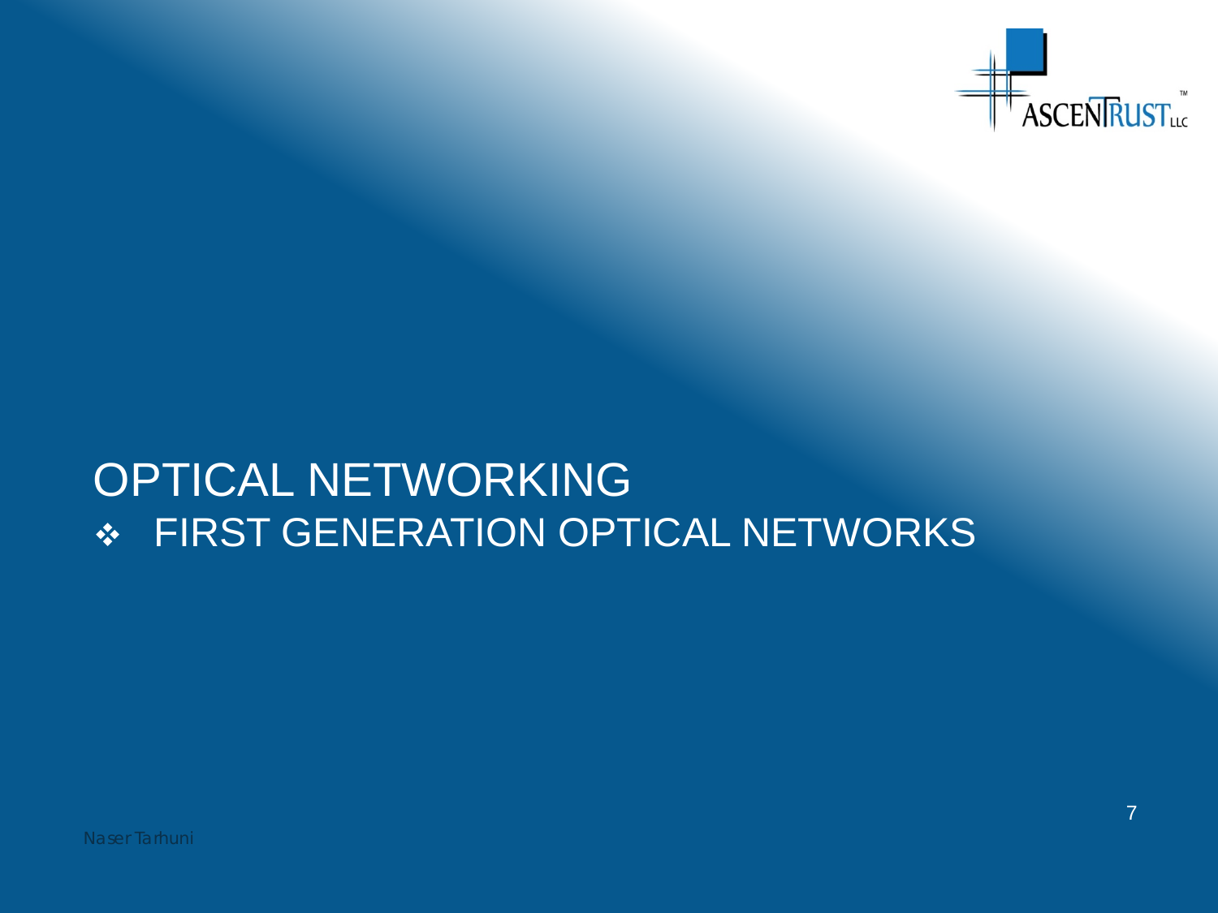# OPTICAL NETWORKING

- FIRST GENERATION OPTICAL NETWORKS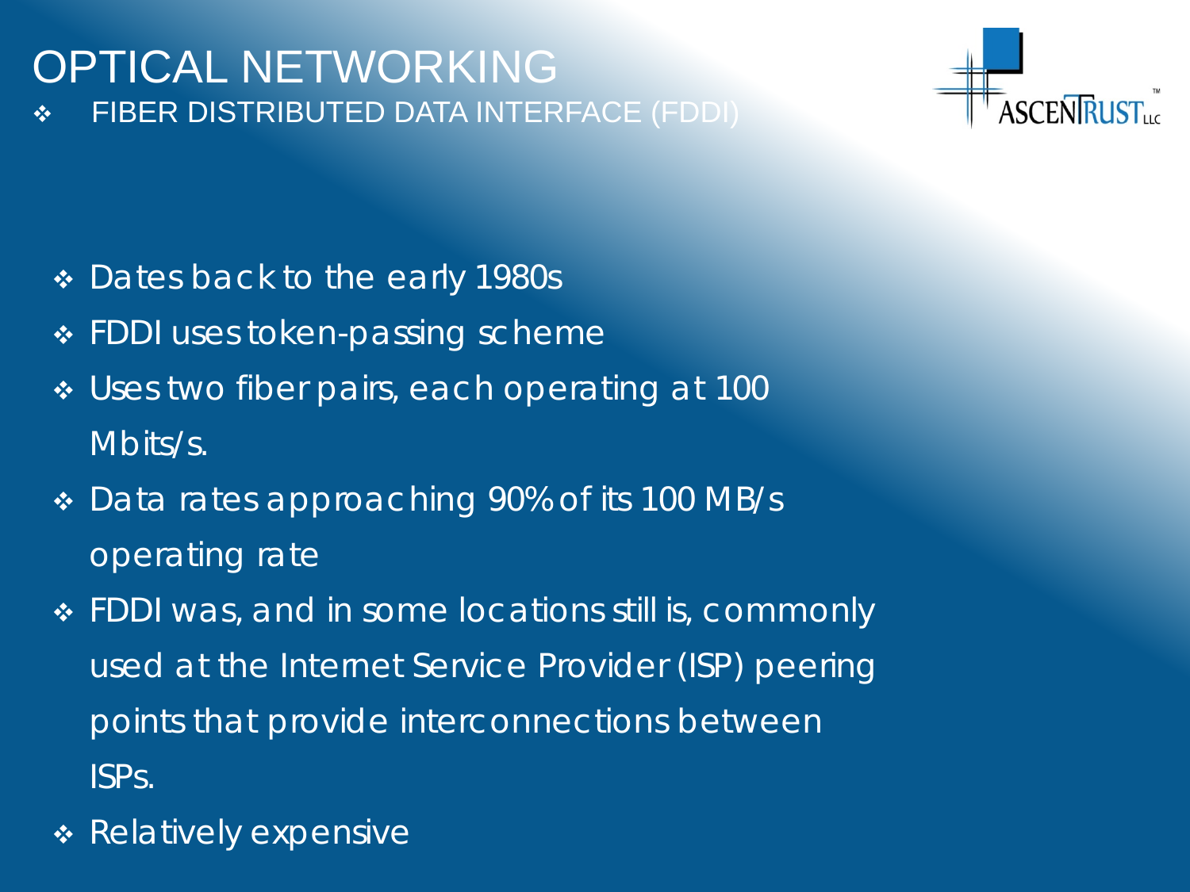# OPTICAL NETWORKING

- FIBER DISTRIBUTED DATA INTERFACE (FDDI)

- Dates back to the early 1980s
- FDDI uses token-passing scheme
- Uses two fiber pairs, each operating at 100 Mbits/s.
- Data rates approaching 90% of its 100 MB/s operating rate
- FDDI was, and in some locations still is, commonly used at the Internet Service Provider (ISP) peering points that provide interconnections between ISPs.
- Relatively expensive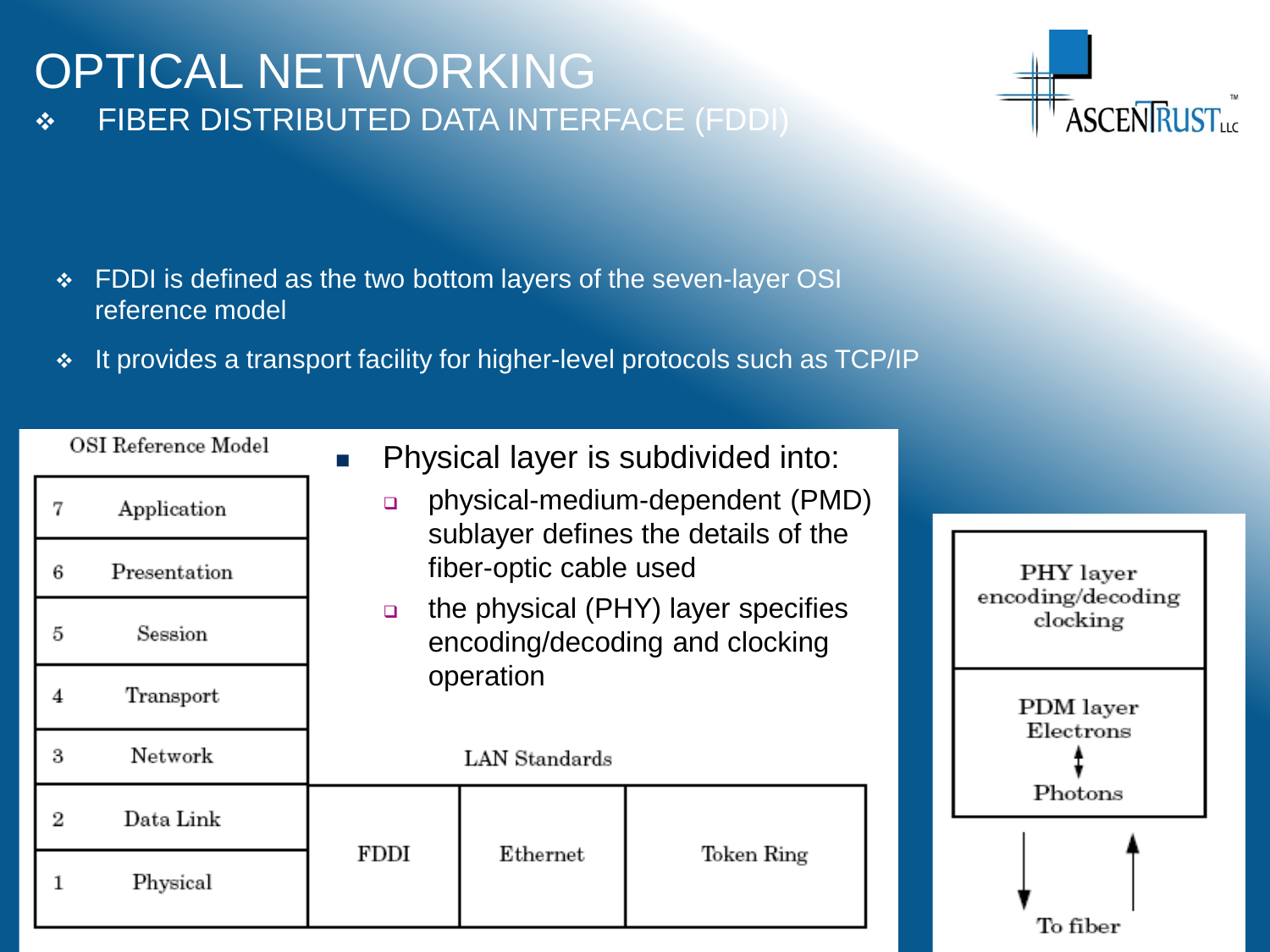# OPTICAL NETWORKING

## FIBER DISTRIBUTED DATA INTERFACE (FDDI)

- FDDI is defined as the two bottom layers of the seven-layer OSI reference model
- It provides a transport facility for higher-level protocols such as TCP/IP

OSI Reference Model

| | | LAN Standards | | |
|---|---|---|---|---|
| 7 | Application | | | |
| 6 | Presentation | | | |
| 5 | Session | | | |
| 4 | Transport | | | |
| 3 | Network | | | |
| 2 | Data Link | FDDI | Ethernet | Token Ring |
| 1 | Physical | FDDI | Ethernet | Token Ring |

- Physical layer is subdivided into:
  - physical-medium-dependent (PMD) sublayer defines the details of the fiber-optic cable used
  - the physical (PHY) layer specifies encoding/decoding and clocking operation

PHY layer
encoding/decoding
clocking

PDM layer
Electrons
↕
Photons

To fiber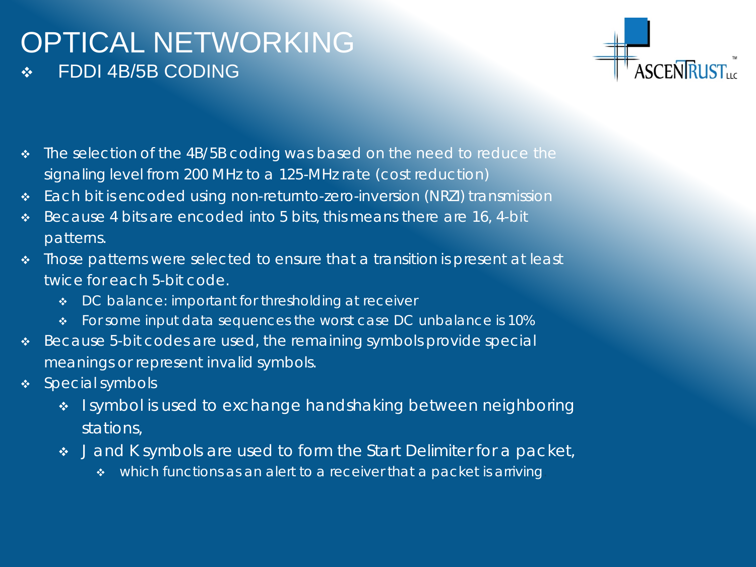# OPTICAL NETWORKING

## FDDI 4B/5B CODING

- The selection of the 4B/5B coding was based on the need to reduce the signaling level from 200 MHz to a 125-MHz rate (cost reduction)
- Each bit is encoded using non-returnto-zero-inversion (NRZI) transmission
- Because 4 bits are encoded into 5 bits, this means there are 16, 4-bit patterns.
- Those patterns were selected to ensure that a transition is present at least twice for each 5-bit code.
  - DC balance: important for thresholding at receiver
  - For some input data sequences the worst case DC unbalance is 10%
- Because 5-bit codes are used, the remaining symbols provide special meanings or represent invalid symbols.
- Special symbols
  - I symbol is used to exchange handshaking between neighboring stations,
  - J and K symbols are used to form the Start Delimiter for a packet,
    - which functions as an alert to a receiver that a packet is arriving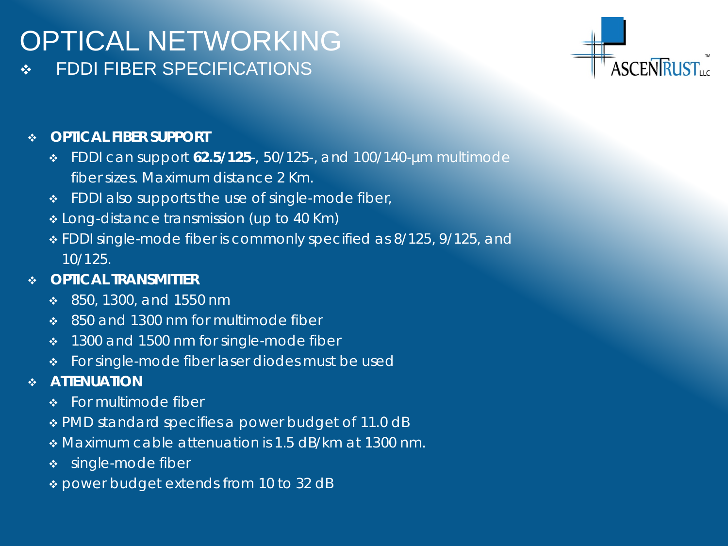# OPTICAL NETWORKING

## FDDI FIBER SPECIFICATIONS

- **OPTICAL FIBER SUPPORT**
  - FDDI can support **62.5/125**-, 50/125-, and 100/140-μm multimode fiber sizes. Maximum distance 2 Km.
  - FDDI also supports the use of single-mode fiber,
  - Long-distance transmission (up to 40 Km)
  - FDDI single-mode fiber is commonly specified as 8/125, 9/125, and 10/125.
- **OPTICAL TRANSMITTER**
  - 850, 1300, and 1550 nm
  - 850 and 1300 nm for multimode fiber
  - 1300 and 1500 nm for single-mode fiber
  - For single-mode fiber laser diodes must be used
- **ATTENUATION**
  - For multimode fiber
  - PMD standard specifies a power budget of 11.0 dB
  - Maximum cable attenuation is 1.5 dB/km at 1300 nm.
  - single-mode fiber
  - power budget extends from 10 to 32 dB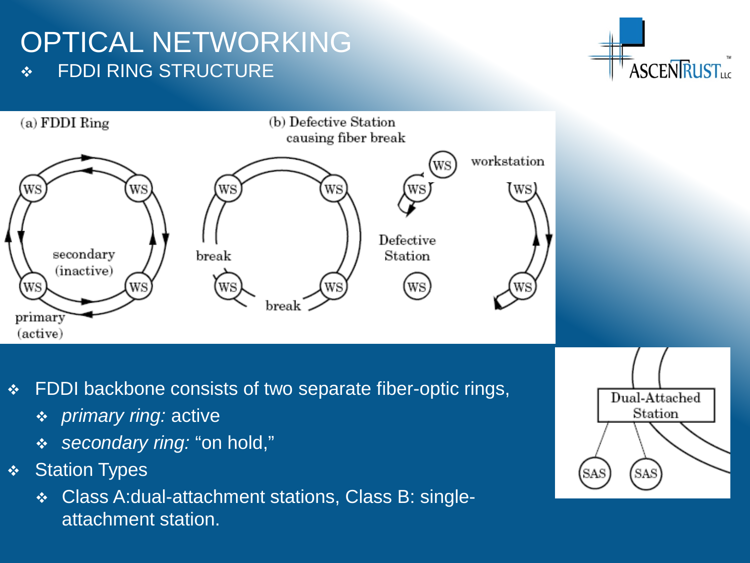# OPTICAL NETWORKING

## FDDI RING STRUCTURE

(a) FDDI Ring

(b) Defective Station causing fiber break

secondary (inactive)

primary (active)

break

break

workstation

Defective Station

Dual-Attached Station

SAS

SAS

- FDDI backbone consists of two separate fiber-optic rings,
  - *primary ring:* active
  - *secondary ring:* "on hold,"
- Station Types
  - Class A:dual-attachment stations, Class B: single-attachment station.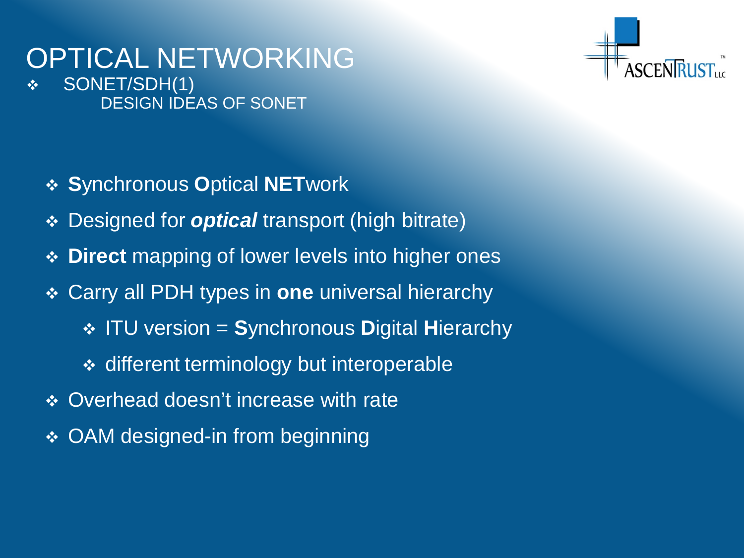# OPTICAL NETWORKING

- SONET/SDH(1)
  DESIGN IDEAS OF SONET

- **S**ynchronous **O**ptical **NET**work
- Designed for ***optical*** transport (high bitrate)
- **Direct** mapping of lower levels into higher ones
- Carry all PDH types in **one** universal hierarchy
  - ITU version = **S**ynchronous **D**igital **H**ierarchy
  - different terminology but interoperable
- Overhead doesn't increase with rate
- OAM designed-in from beginning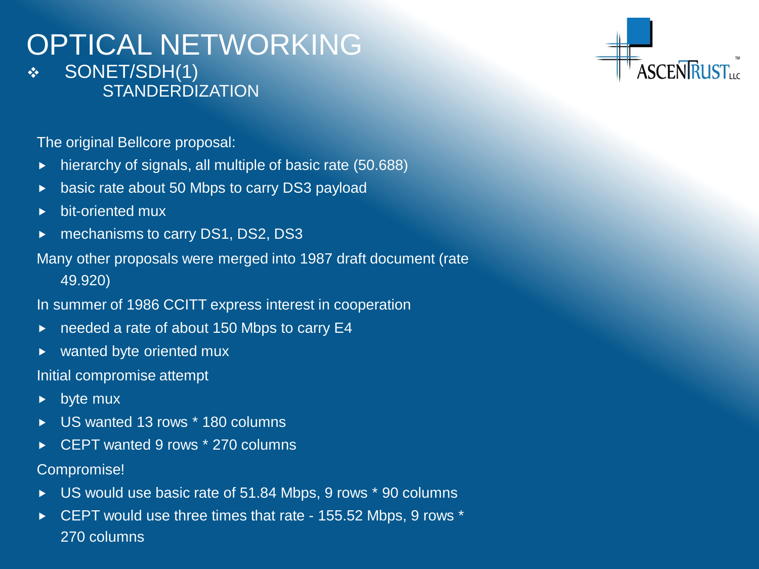# OPTICAL NETWORKING

## SONET/SDH(1)

### STANDERDIZATION

The original Bellcore proposal:

- hierarchy of signals, all multiple of basic rate (50.688)
- basic rate about 50 Mbps to carry DS3 payload
- bit-oriented mux
- mechanisms to carry DS1, DS2, DS3

Many other proposals were merged into 1987 draft document (rate 49.920)

In summer of 1986 CCITT express interest in cooperation

- needed a rate of about 150 Mbps to carry E4
- wanted byte oriented mux

Initial compromise attempt

- byte mux
- US wanted 13 rows * 180 columns
- CEPT wanted 9 rows * 270 columns

Compromise!

- US would use basic rate of 51.84 Mbps, 9 rows * 90 columns
- CEPT would use three times that rate - 155.52 Mbps, 9 rows * 270 columns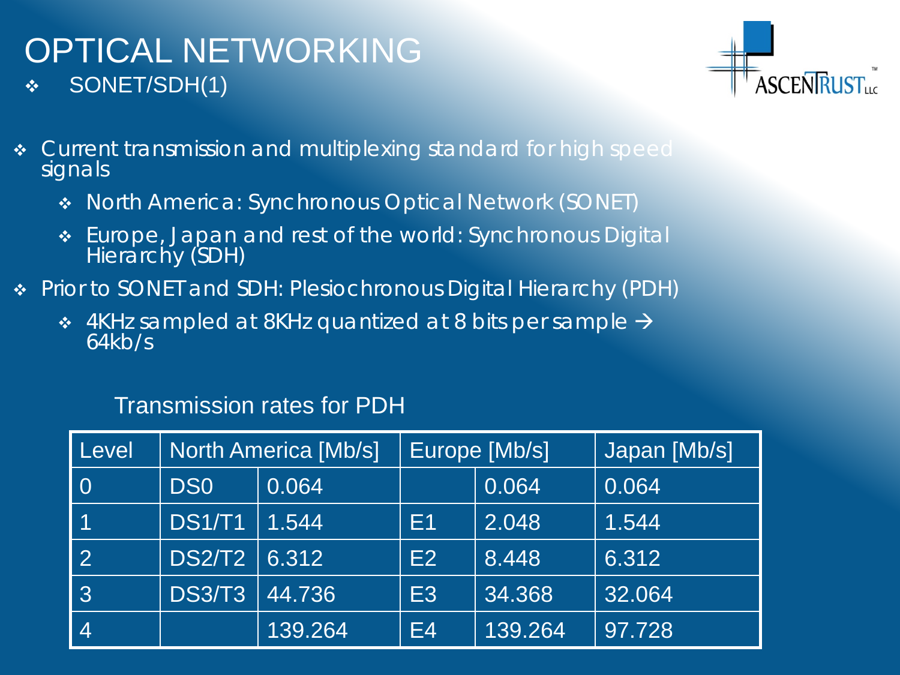# OPTICAL NETWORKING

- SONET/SDH(1)

- Current transmission and multiplexing standard for high speed signals
  - North America: Synchronous Optical Network (SONET)
  - Europe, Japan and rest of the world: Synchronous Digital Hierarchy (SDH)
- Prior to SONET and SDH: Plesiochronous Digital Hierarchy (PDH)
  - 4KHz sampled at 8KHz quantized at 8 bits per sample → 64kb/s

Transmission rates for PDH

| Level | North America [Mb/s] | | Europe [Mb/s] | | Japan [Mb/s] |
|---|---|---|---|---|---|
| 0 | DS0 | 0.064 | | 0.064 | 0.064 |
| 1 | DS1/T1 | 1.544 | E1 | 2.048 | 1.544 |
| 2 | DS2/T2 | 6.312 | E2 | 8.448 | 6.312 |
| 3 | DS3/T3 | 44.736 | E3 | 34.368 | 32.064 |
| 4 | | 139.264 | E4 | 139.264 | 97.728 |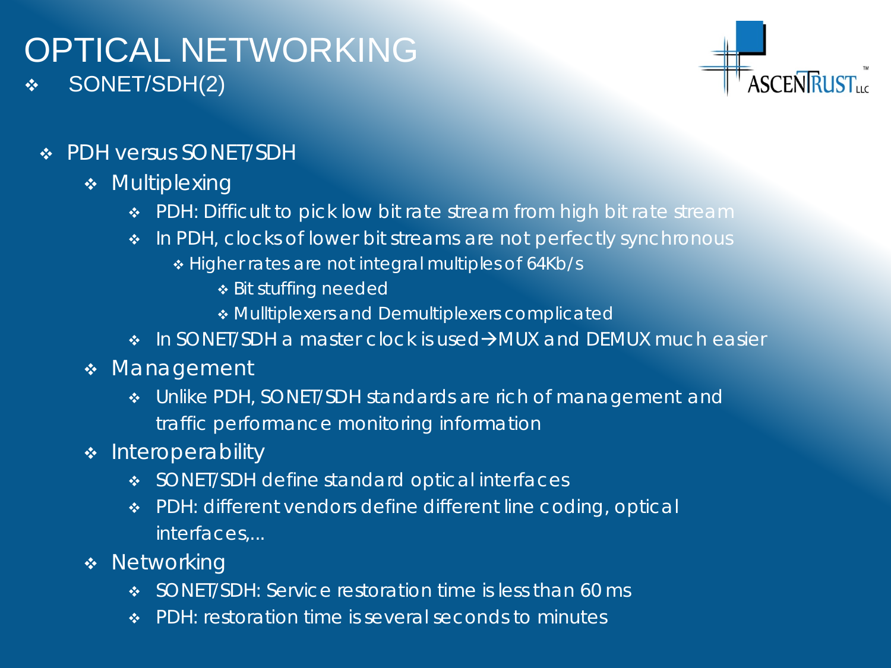# OPTICAL NETWORKING

- SONET/SDH(2)

- PDH versus SONET/SDH
  - Multiplexing
    - PDH: Difficult to pick low bit rate stream from high bit rate stream
    - In PDH, clocks of lower bit streams are not perfectly synchronous
      - Higher rates are not integral multiples of 64Kb/s
        - Bit stuffing needed
        - Mulltiplexers and Demultiplexers complicated
    - In SONET/SDH a master clock is used→MUX and DEMUX much easier
  - Management
    - Unlike PDH, SONET/SDH standards are rich of management and traffic performance monitoring information
  - Interoperability
    - SONET/SDH define standard optical interfaces
    - PDH: different vendors define different line coding, optical interfaces,...
  - Networking
    - SONET/SDH: Service restoration time is less than 60 ms
    - PDH: restoration time is several seconds to minutes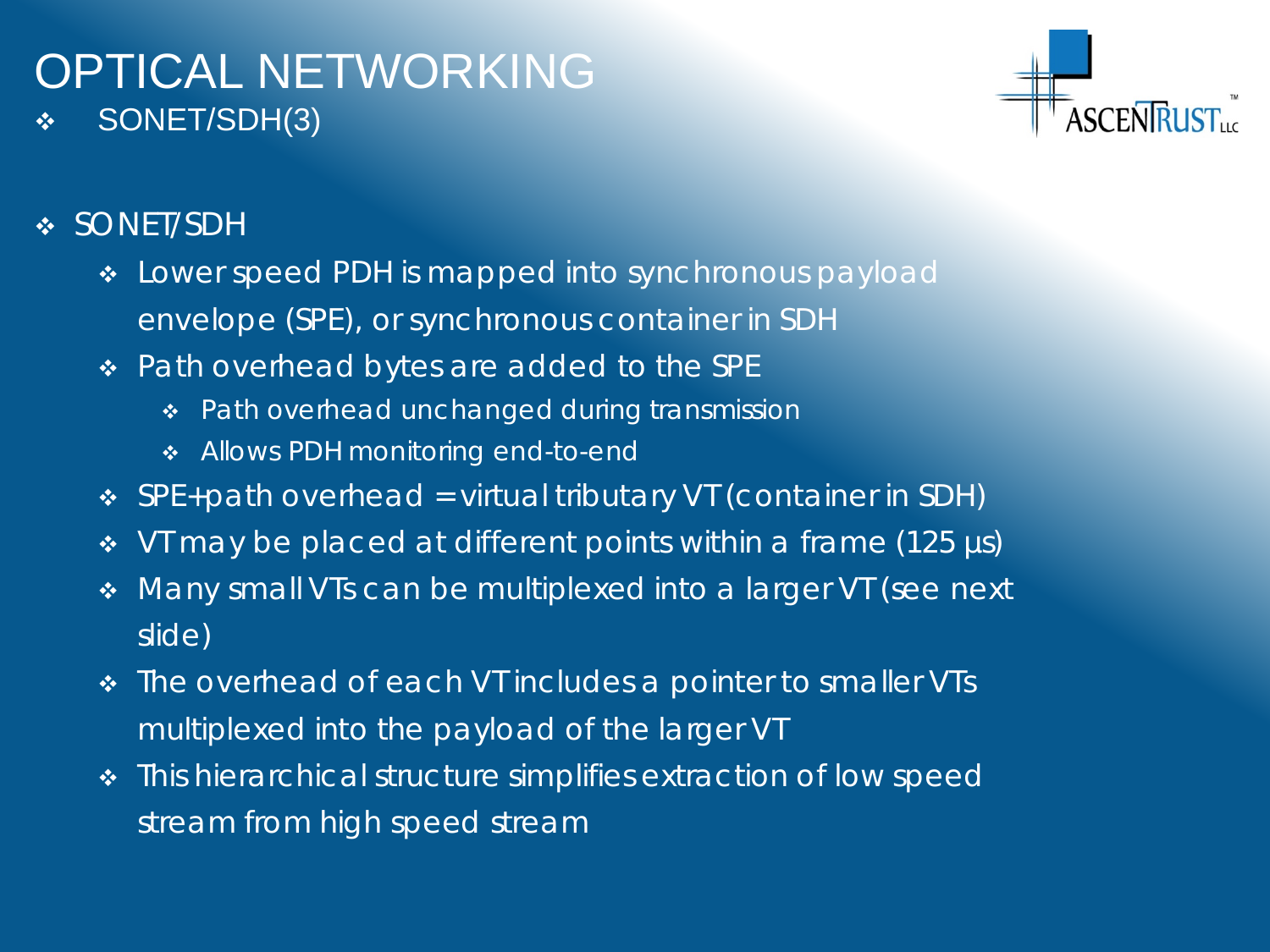# OPTICAL NETWORKING

- SONET/SDH(3)

- SONET/SDH
  - Lower speed PDH is mapped into synchronous payload envelope (SPE), or synchronous container in SDH
  - Path overhead bytes are added to the SPE
    - Path overhead unchanged during transmission
    - Allows PDH monitoring end-to-end
  - SPE+path overhead = virtual tributary VT (container in SDH)
  - VT may be placed at different points within a frame (125 µs)
  - Many small VTs can be multiplexed into a larger VT (see next slide)
  - The overhead of each VT includes a pointer to smaller VTs multiplexed into the payload of the larger VT
  - This hierarchical structure simplifies extraction of low speed stream from high speed stream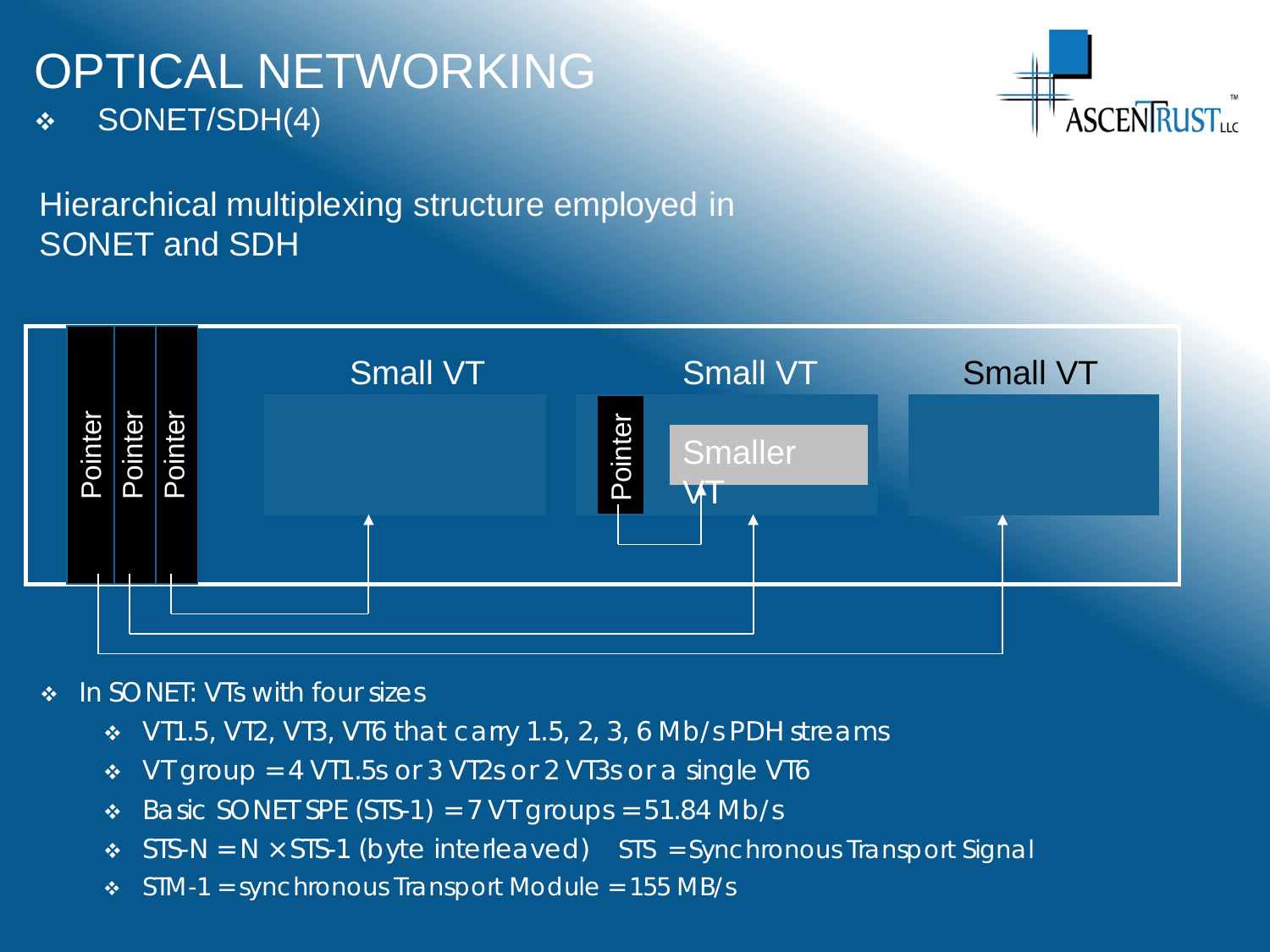# OPTICAL NETWORKING

- SONET/SDH(4)

Hierarchical multiplexing structure employed in SONET and SDH

Pointer

Pointer

Pointer

Small VT

Small VT

Pointer

Smaller VT

Small VT

- In SONET: VTs with four sizes
  - VT1.5, VT2, VT3, VT6 that carry 1.5, 2, 3, 6 Mb/s PDH streams
  - VT group = 4 VT1.5s or 3 VT2s or 2 VT3s or a single VT6
  - Basic SONET SPE (STS-1) = 7 VT groups = 51.84 Mb/s
  - STS-N = N × STS-1 (byte interleaved) STS = Synchronous Transport Signal
  - STM-1 = synchronous Transport Module = 155 MB/s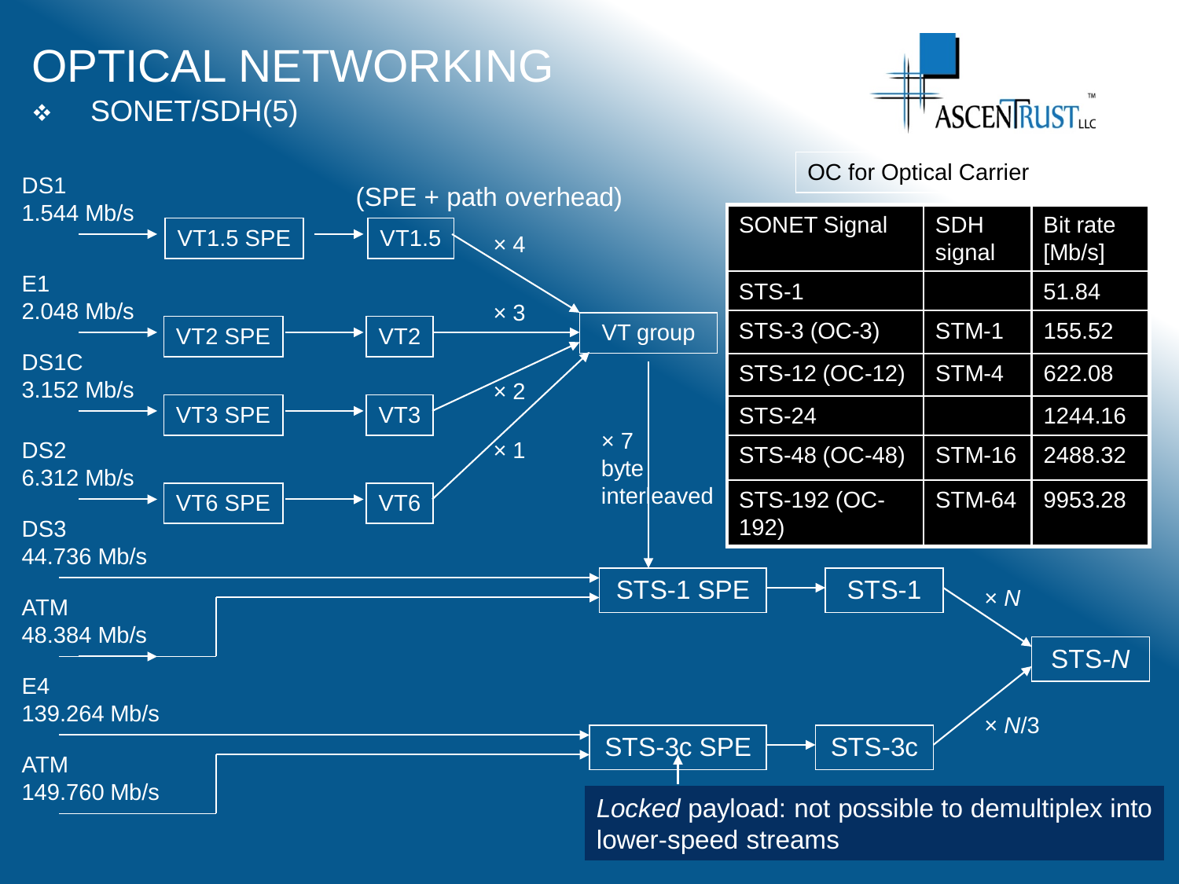# OPTICAL NETWORKING

- SONET/SDH(5)

DS1
1.544 Mb/s

VT1.5 SPE → VT1.5 × 4

(SPE + path overhead)

E1
2.048 Mb/s

VT2 SPE → VT2 × 3

DS1C
3.152 Mb/s

VT3 SPE → VT3 × 2

DS2
6.312 Mb/s

VT6 SPE → VT6 × 1

VT group

× 7
byte
interleaved

DS3
44.736 Mb/s

ATM
48.384 Mb/s

STS-1 SPE → STS-1 × $N$

STS-$N$

E4
139.264 Mb/s

ATM
149.760 Mb/s

STS-3c SPE → STS-3c × $N$/3

*Locked* payload: not possible to demultiplex into lower-speed streams

OC for Optical Carrier

| SONET Signal | SDH signal | Bit rate [Mb/s] |
|---|---|---|
| STS-1 | | 51.84 |
| STS-3 (OC-3) | STM-1 | 155.52 |
| STS-12 (OC-12) | STM-4 | 622.08 |
| STS-24 | | 1244.16 |
| STS-48 (OC-48) | STM-16 | 2488.32 |
| STS-192 (OC-192) | STM-64 | 9953.28 |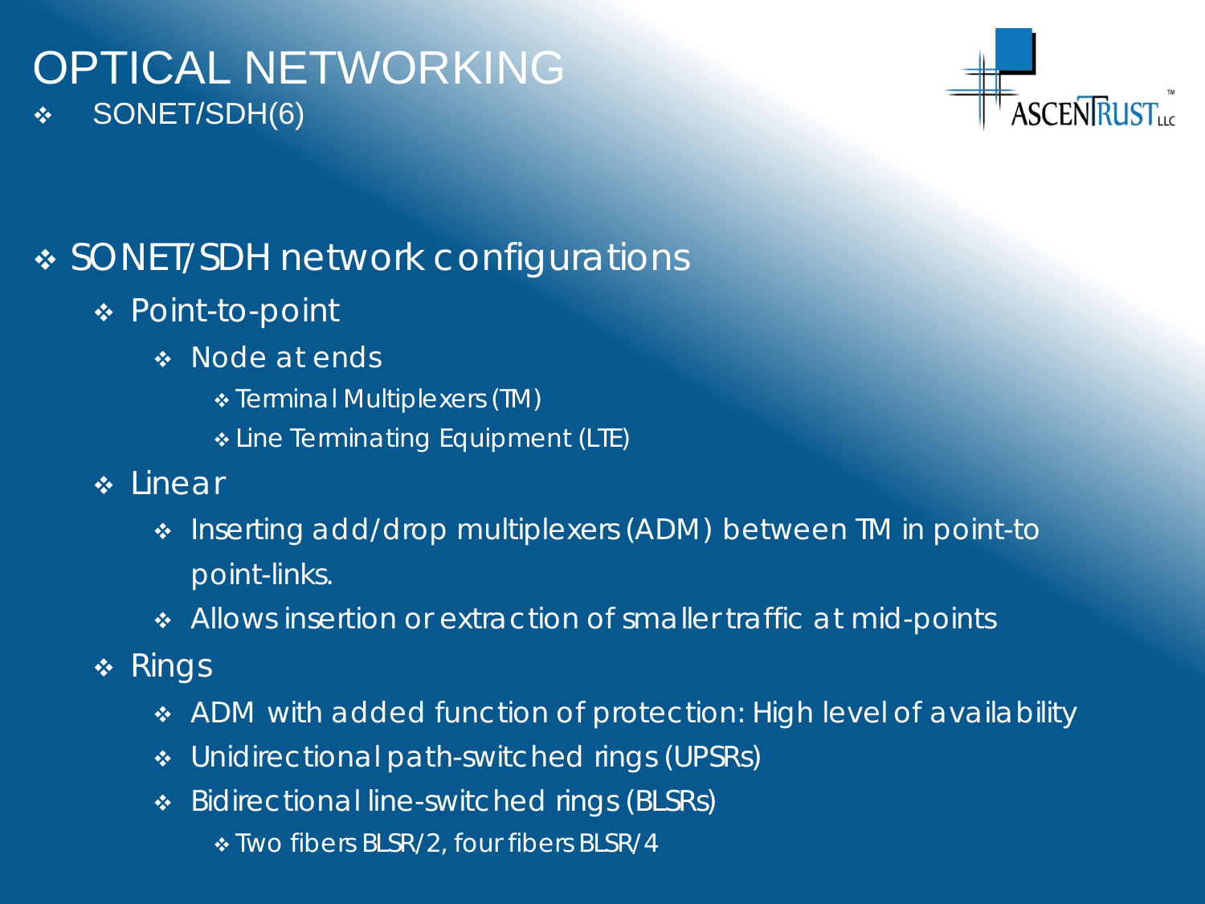# OPTICAL NETWORKING

- SONET/SDH(6)

- SONET/SDH network configurations
  - Point-to-point
    - Node at ends
      - Terminal Multiplexers (TM)
      - Line Terminating Equipment (LTE)
  - Linear
    - Inserting add/drop multiplexers (ADM) between TM in point-to point-links.
    - Allows insertion or extraction of smaller traffic at mid-points
  - Rings
    - ADM with added function of protection: High level of availability
    - Unidirectional path-switched rings (UPSRs)
    - Bidirectional line-switched rings (BLSRs)
      - Two fibers BLSR/2, four fibers BLSR/4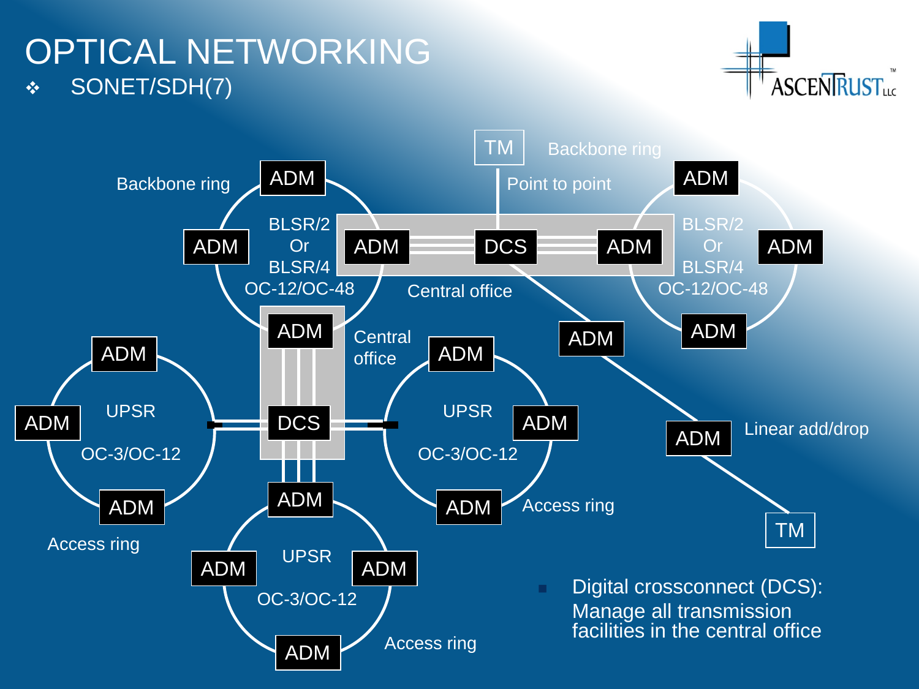# OPTICAL NETWORKING

- SONET/SDH(7)

TM

Backbone ring

Point to point

Backbone ring

ADM

ADM

BLSR/2
Or
BLSR/4
OC-12/OC-48

ADM

DCS

ADM

ADM

BLSR/2
Or
BLSR/4
OC-12/OC-48

ADM

Central office

ADM

ADM

ADM

Central office

ADM

ADM

ADM

UPSR

OC-3/OC-12

DCS

UPSR

ADM

OC-3/OC-12

Linear add/drop

ADM

ADM

ADM

Access ring

Access ring

TM

ADM

ADM

UPSR

OC-3/OC-12

ADM

ADM

Access ring

- Digital crossconnect (DCS): Manage all transmission facilities in the central office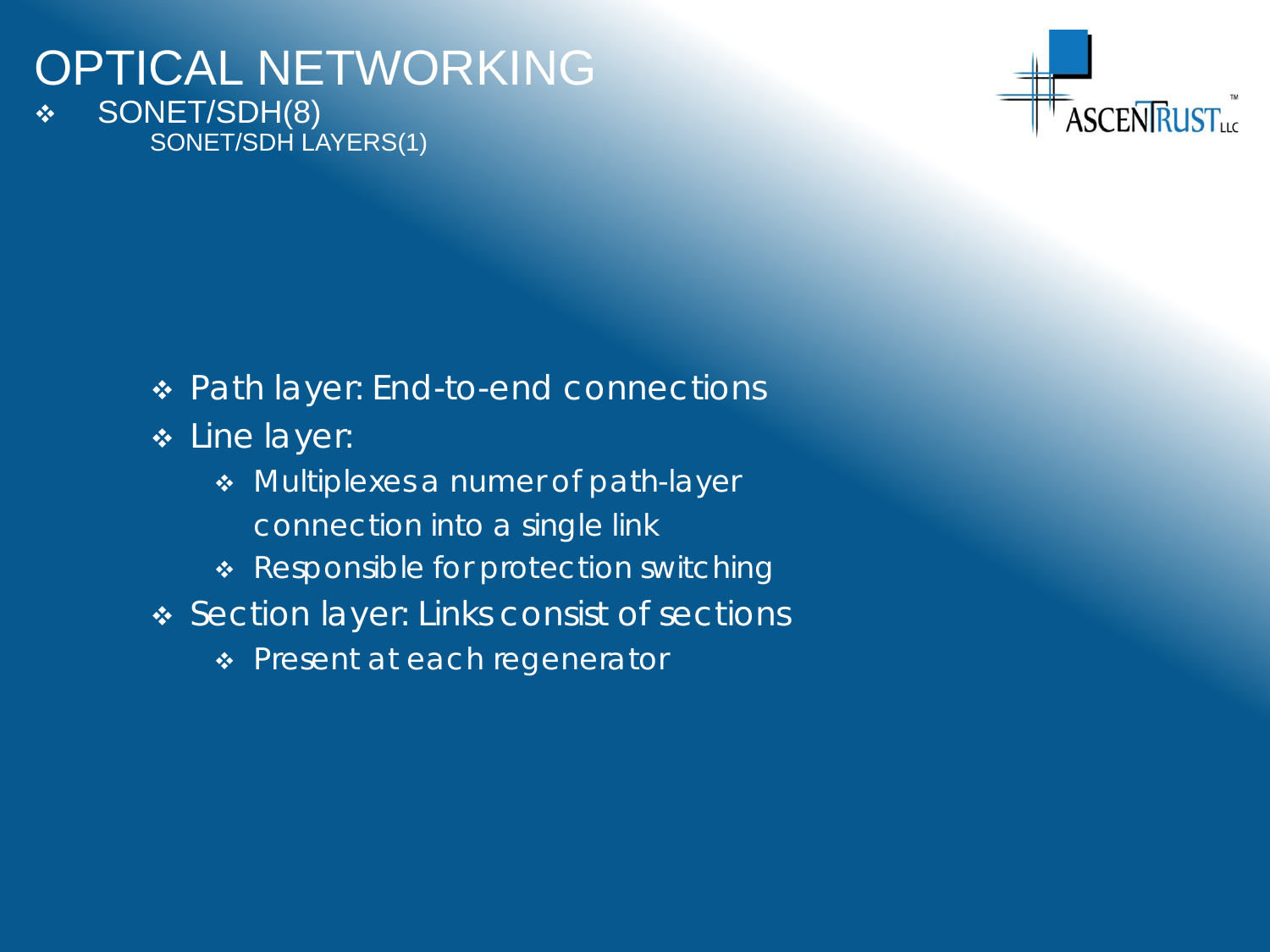# OPTICAL NETWORKING

- SONET/SDH(8)

  SONET/SDH LAYERS(1)

- Path layer: End-to-end connections
- Line layer:
  - Multiplexes a numer of path-layer connection into a single link
  - Responsible for protection switching
- Section layer: Links consist of sections
  - Present at each regenerator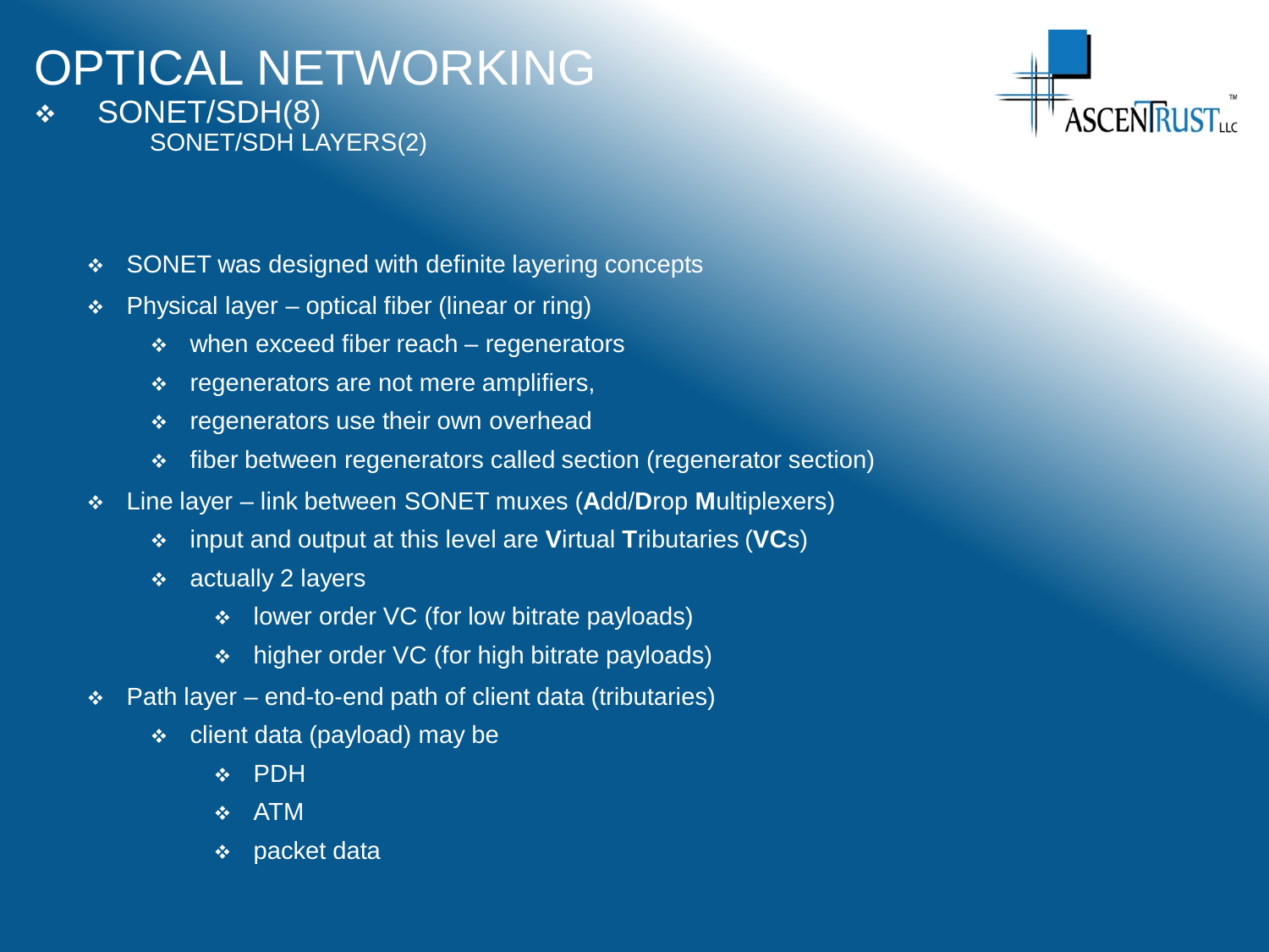# OPTICAL NETWORKING

- SONET/SDH(8)
  SONET/SDH LAYERS(2)

- SONET was designed with definite layering concepts
- Physical layer – optical fiber (linear or ring)
  - when exceed fiber reach – regenerators
  - regenerators are not mere amplifiers,
  - regenerators use their own overhead
  - fiber between regenerators called section (regenerator section)
- Line layer – link between SONET muxes (**A**dd/**D**rop **M**ultiplexers)
  - input and output at this level are **V**irtual **T**ributaries (**VC**s)
  - actually 2 layers
    - lower order VC (for low bitrate payloads)
    - higher order VC (for high bitrate payloads)
- Path layer – end-to-end path of client data (tributaries)
  - client data (payload) may be
    - PDH
    - ATM
    - packet data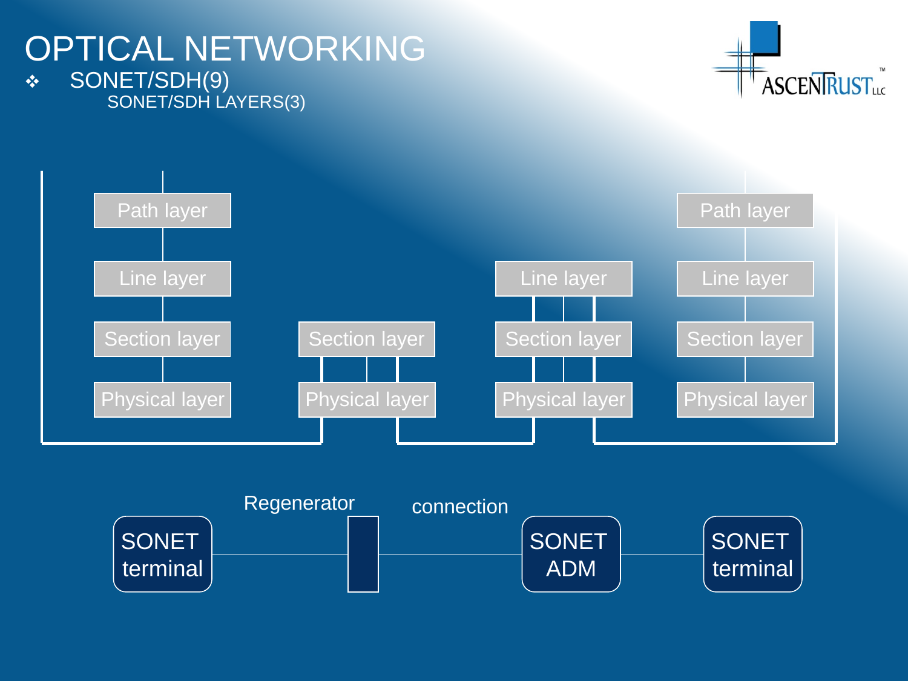# OPTICAL NETWORKING

- SONET/SDH(9)
  - SONET/SDH LAYERS(3)

Path layer

Line layer

Section layer

Physical layer

Section layer

Physical layer

Line layer

Section layer

Physical layer

Path layer

Line layer

Section layer

Physical layer

Regenerator

connection

SONET terminal

SONET ADM

SONET terminal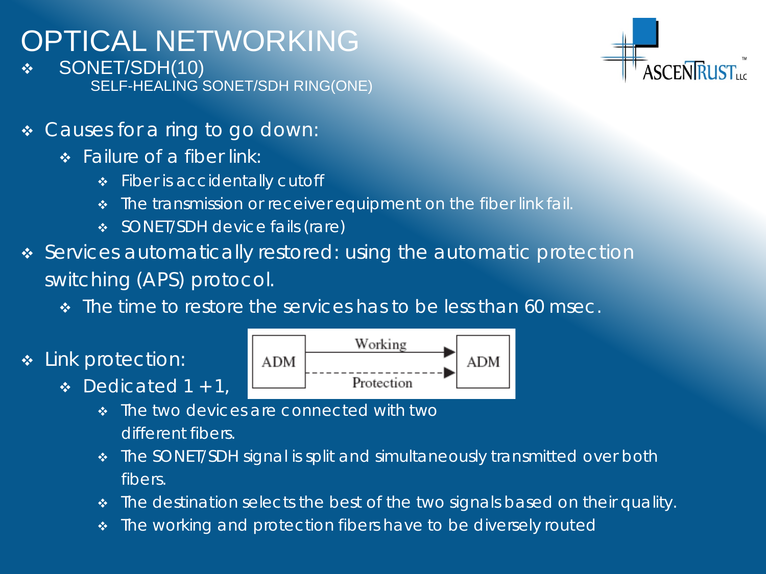# OPTICAL NETWORKING

- SONET/SDH(10)

## SELF-HEALING SONET/SDH RING(ONE)

- Causes for a ring to go down:
  - Failure of a fiber link:
    - Fiber is accidentally cutoff
    - The transmission or receiver equipment on the fiber link fail.
    - SONET/SDH device fails (rare)
- Services automatically restored: using the automatic protection switching (APS) protocol.
  - The time to restore the services has to be less than 60 msec.
- Link protection:
  - Dedicated 1 +1,
    - The two devices are connected with two different fibers.
    - The SONET/SDH signal is split and simultaneously transmitted over both fibers.
    - The destination selects the best of the two signals based on their quality.
    - The working and protection fibers have to be diversely routed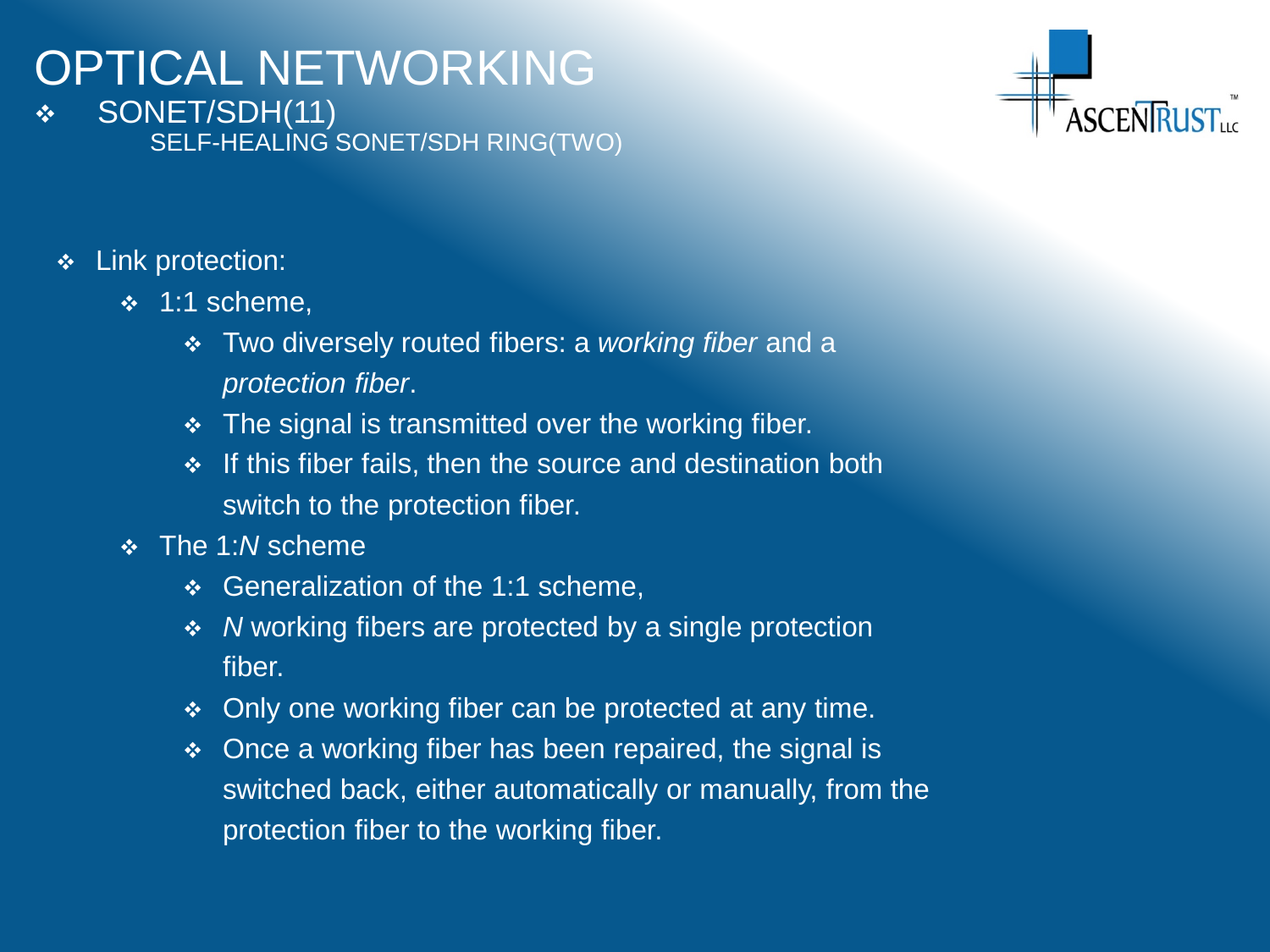# OPTICAL NETWORKING

- SONET/SDH(11)

  SELF-HEALING SONET/SDH RING(TWO)

- Link protection:
  - 1:1 scheme,
    - Two diversely routed fibers: a *working fiber* and a *protection fiber*.
    - The signal is transmitted over the working fiber.
    - If this fiber fails, then the source and destination both switch to the protection fiber.
  - The 1:*N* scheme
    - Generalization of the 1:1 scheme,
    - *N* working fibers are protected by a single protection fiber.
    - Only one working fiber can be protected at any time.
    - Once a working fiber has been repaired, the signal is switched back, either automatically or manually, from the protection fiber to the working fiber.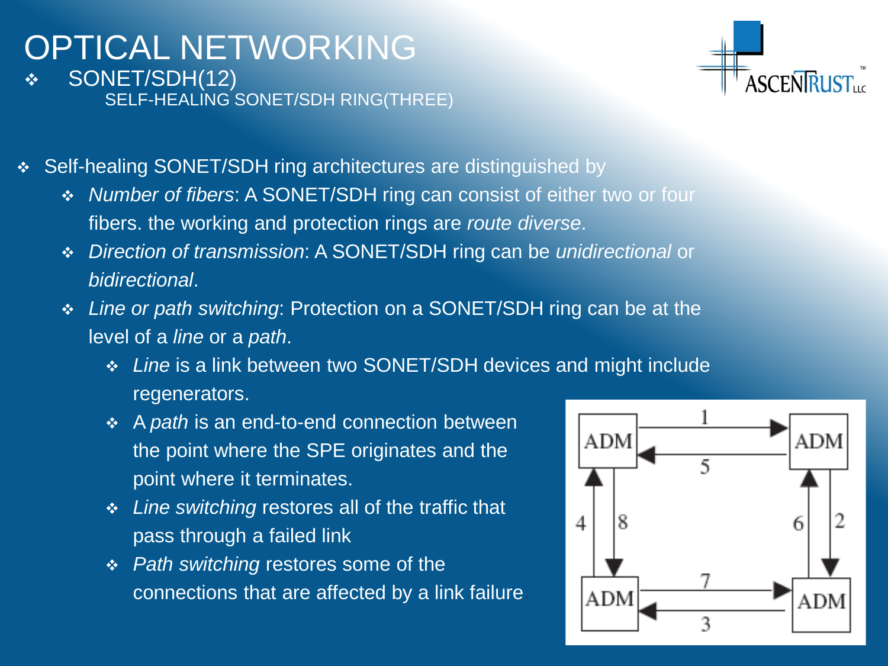# OPTICAL NETWORKING

- SONET/SDH(12)

  SELF-HEALING SONET/SDH RING(THREE)

- Self-healing SONET/SDH ring architectures are distinguished by
  - *Number of fibers*: A SONET/SDH ring can consist of either two or four fibers. the working and protection rings are *route diverse*.
  - *Direction of transmission*: A SONET/SDH ring can be *unidirectional* or *bidirectional*.
  - *Line or path switching*: Protection on a SONET/SDH ring can be at the level of a *line* or a *path*.
    - *Line* is a link between two SONET/SDH devices and might include regenerators.
    - A *path* is an end-to-end connection between the point where the SPE originates and the point where it terminates.
    - *Line switching* restores all of the traffic that pass through a failed link
    - *Path switching* restores some of the connections that are affected by a link failure.

ADM
ADM
ADM
ADM
1
2
3
4
5
6
7
8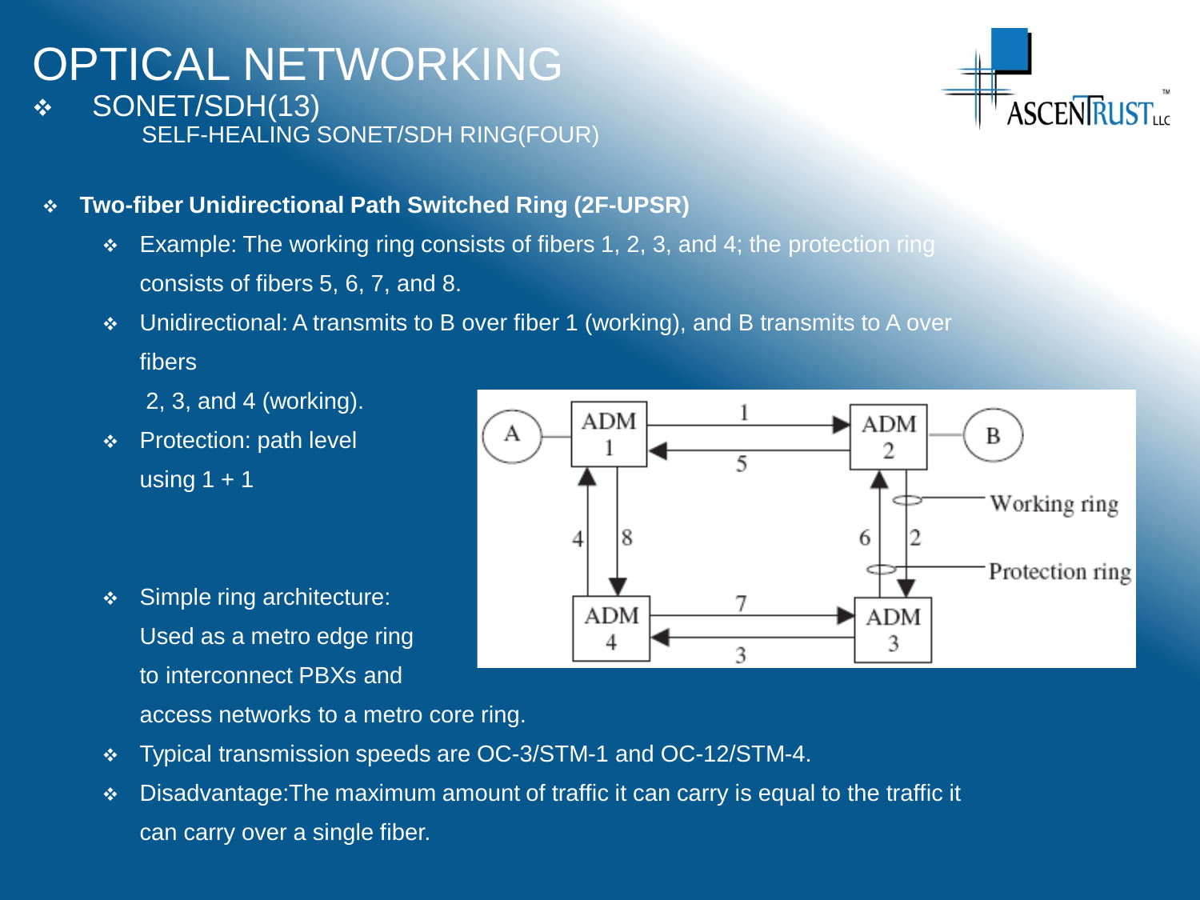# OPTICAL NETWORKING

- SONET/SDH(13)

  SELF-HEALING SONET/SDH RING(FOUR)

- **Two-fiber Unidirectional Path Switched Ring (2F-UPSR)**
  - Example: The working ring consists of fibers 1, 2, 3, and 4; the protection ring consists of fibers 5, 6, 7, and 8.
  - Unidirectional: A transmits to B over fiber 1 (working), and B transmits to A over fibers 2, 3, and 4 (working).
  - Protection: path level using 1 + 1
  - Simple ring architecture: Used as a metro edge ring to interconnect PBXs and access networks to a metro core ring.
  - Typical transmission speeds are OC-3/STM-1 and OC-12/STM-4.
  - Disadvantage:The maximum amount of traffic it can carry is equal to the traffic it can carry over a single fiber.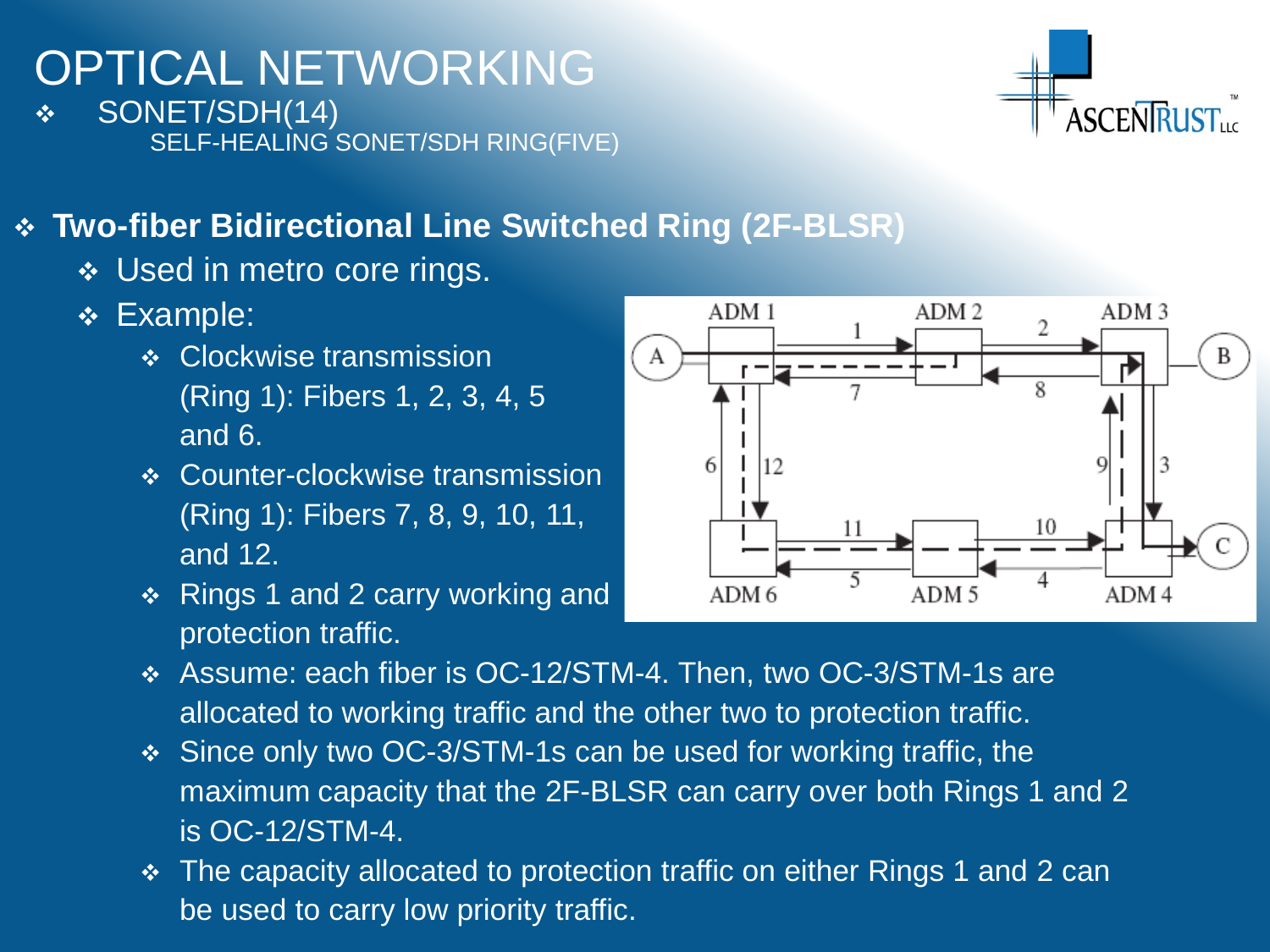# OPTICAL NETWORKING

- SONET/SDH(14)
  SELF-HEALING SONET/SDH RING(FIVE)

- **Two-fiber Bidirectional Line Switched Ring (2F-BLSR)**
  - Used in metro core rings.
  - Example:
    - Clockwise transmission (Ring 1): Fibers 1, 2, 3, 4, 5 and 6.
    - Counter-clockwise transmission (Ring 1): Fibers 7, 8, 9, 10, 11, and 12.
    - Rings 1 and 2 carry working and protection traffic.
    - Assume: each fiber is OC-12/STM-4. Then, two OC-3/STM-1s are allocated to working traffic and the other two to protection traffic.
    - Since only two OC-3/STM-1s can be used for working traffic, the maximum capacity that the 2F-BLSR can carry over both Rings 1 and 2 is OC-12/STM-4.
    - The capacity allocated to protection traffic on either Rings 1 and 2 can be used to carry low priority traffic.

ADM 1
ADM 2
ADM 3
ADM 4
ADM 5
ADM 6
A
B
C
1
2
3
4
5
6
7
8
9
10
11
12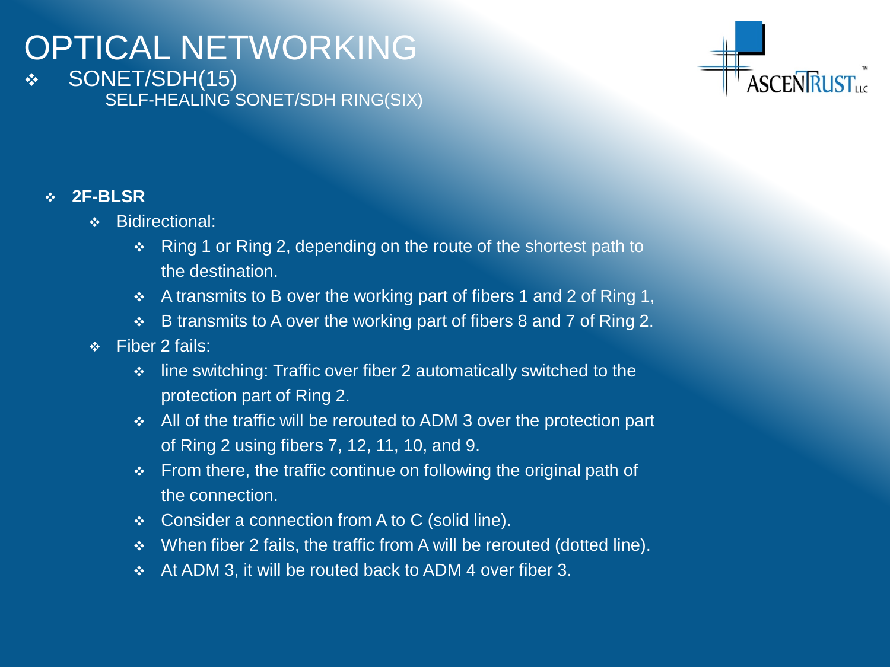# OPTICAL NETWORKING

- SONET/SDH(15)
  SELF-HEALING SONET/SDH RING(SIX)

- **2F-BLSR**
  - Bidirectional:
    - Ring 1 or Ring 2, depending on the route of the shortest path to the destination.
    - A transmits to B over the working part of fibers 1 and 2 of Ring 1,
    - B transmits to A over the working part of fibers 8 and 7 of Ring 2.
  - Fiber 2 fails:
    - line switching: Traffic over fiber 2 automatically switched to the protection part of Ring 2.
    - All of the traffic will be rerouted to ADM 3 over the protection part of Ring 2 using fibers 7, 12, 11, 10, and 9.
    - From there, the traffic continue on following the original path of the connection.
    - Consider a connection from A to C (solid line).
    - When fiber 2 fails, the traffic from A will be rerouted (dotted line).
    - At ADM 3, it will be routed back to ADM 4 over fiber 3.